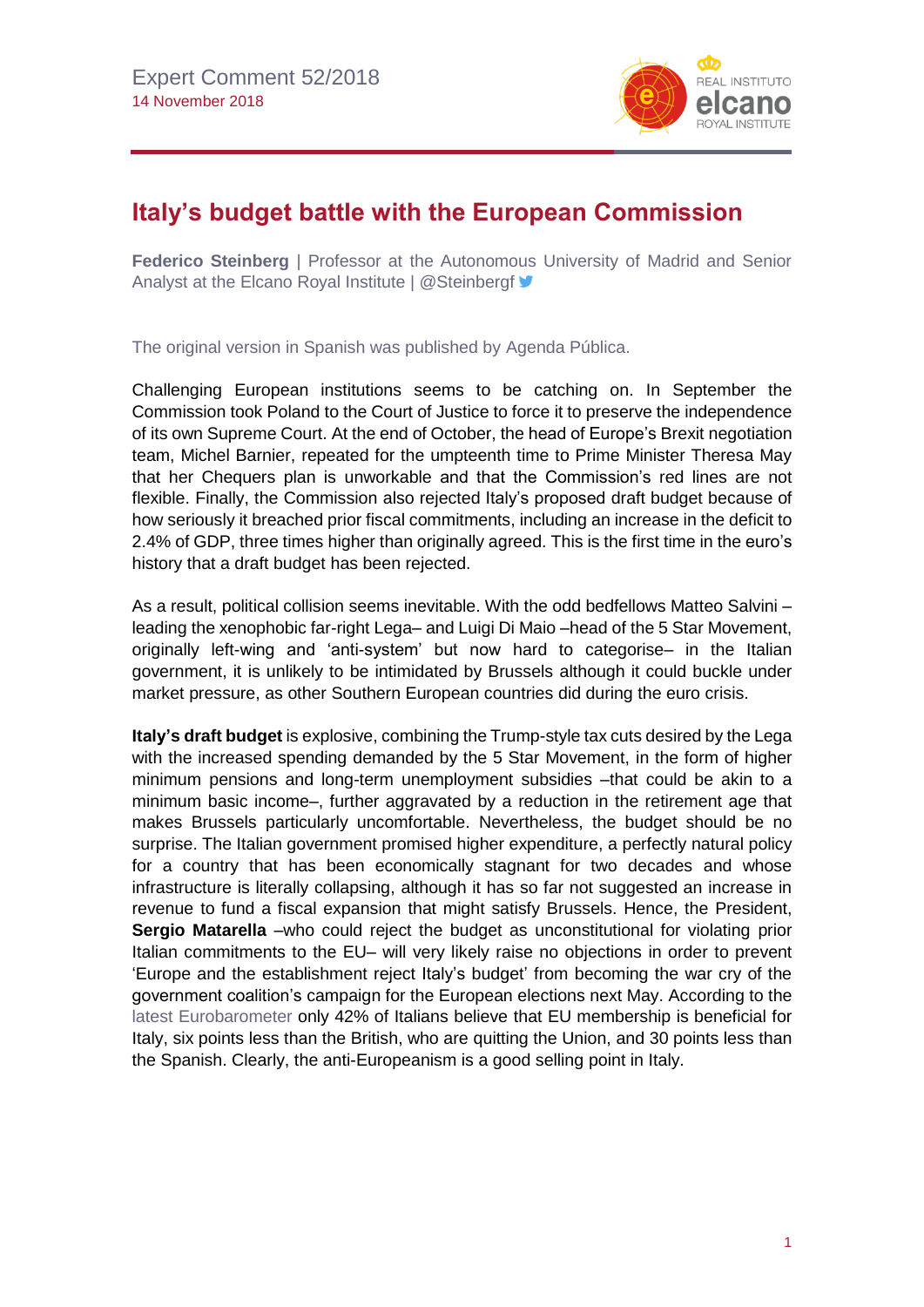Expert Comment 52/2018
14 November 2018

# Italy's budget battle with the European Commission

**Federico Steinberg** | Professor at the Autonomous University of Madrid and Senior Analyst at the Elcano Royal Institute | @Steinbergf

The original version in Spanish was published by Agenda Pública.

Challenging European institutions seems to be catching on. In September the Commission took Poland to the Court of Justice to force it to preserve the independence of its own Supreme Court. At the end of October, the head of Europe's Brexit negotiation team, Michel Barnier, repeated for the umpteenth time to Prime Minister Theresa May that her Chequers plan is unworkable and that the Commission's red lines are not flexible. Finally, the Commission also rejected Italy's proposed draft budget because of how seriously it breached prior fiscal commitments, including an increase in the deficit to 2.4% of GDP, three times higher than originally agreed. This is the first time in the euro's history that a draft budget has been rejected.

As a result, political collision seems inevitable. With the odd bedfellows Matteo Salvini –leading the xenophobic far-right Lega– and Luigi Di Maio –head of the 5 Star Movement, originally left-wing and 'anti-system' but now hard to categorise– in the Italian government, it is unlikely to be intimidated by Brussels although it could buckle under market pressure, as other Southern European countries did during the euro crisis.

**Italy's draft budget** is explosive, combining the Trump-style tax cuts desired by the Lega with the increased spending demanded by the 5 Star Movement, in the form of higher minimum pensions and long-term unemployment subsidies –that could be akin to a minimum basic income–, further aggravated by a reduction in the retirement age that makes Brussels particularly uncomfortable. Nevertheless, the budget should be no surprise. The Italian government promised higher expenditure, a perfectly natural policy for a country that has been economically stagnant for two decades and whose infrastructure is literally collapsing, although it has so far not suggested an increase in revenue to fund a fiscal expansion that might satisfy Brussels. Hence, the President, **Sergio Matarella** –who could reject the budget as unconstitutional for violating prior Italian commitments to the EU– will very likely raise no objections in order to prevent 'Europe and the establishment reject Italy's budget' from becoming the war cry of the government coalition's campaign for the European elections next May. According to the latest Eurobarometer only 42% of Italians believe that EU membership is beneficial for Italy, six points less than the British, who are quitting the Union, and 30 points less than the Spanish. Clearly, the anti-Europeanism is a good selling point in Italy.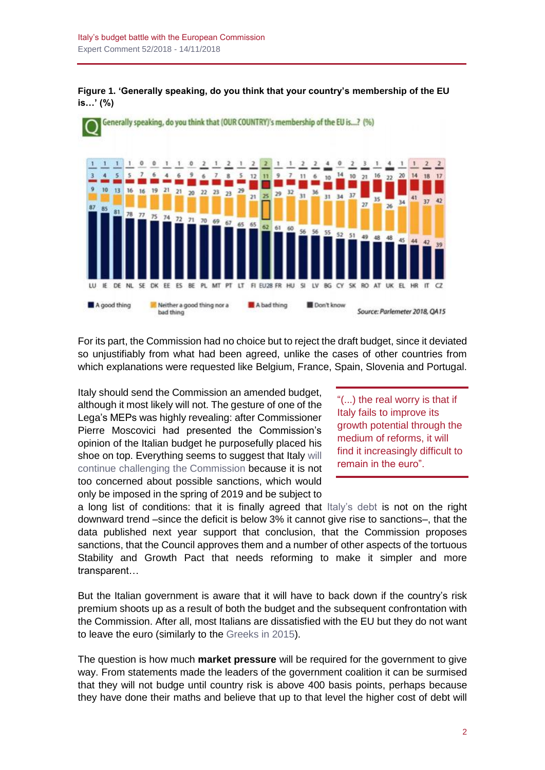**Figure 1. 'Generally speaking, do you think that your country's membership of the EU is…' (%)**

Generally speaking, do you think that (OUR COUNTRY)'s membership of the EU is...? (%)

| | LU | IE | DE | NL | SE | DK | EE | ES | BE | PL | MT | PT | LT | FI | EU28 | FR | HU | SI | LV | BG | CY | SK | RO | AT | UK | EL | HR | IT | CZ |
|---|---|---|---|---|---|---|---|---|---|---|---|---|---|---|---|---|---|---|---|---|---|---|---|---|---|---|---|---|---|
| A good thing | 87 | 85 | 81 | 78 | 77 | 75 | 74 | 72 | 71 | 70 | 69 | 67 | 65 | 65 | 62 | 61 | 60 | 56 | 56 | 55 | 52 | 51 | 49 | 48 | 48 | 45 | 44 | 42 | 39 |
| Neither a good thing nor a bad thing | 9 | 10 | 13 | 16 | 16 | 19 | 21 | 21 | 20 | 22 | 23 | 23 | 29 | 21 | 25 | 29 | 32 | 31 | 36 | 31 | 34 | 37 | 27 | 35 | 26 | 34 | 41 | 37 | 42 |
| A bad thing | 3 | 4 | 5 | 5 | 7 | 6 | 4 | 6 | 9 | 6 | 7 | 8 | 5 | 12 | 11 | 9 | 7 | 11 | 6 | 10 | 14 | 10 | 21 | 16 | 22 | 20 | 14 | 18 | 17 |
| Don't know | 1 | 1 | 1 | 1 | 0 | 0 | 1 | 1 | 0 | 2 | 1 | 2 | 1 | 2 | 2 | 1 | 1 | 2 | 2 | 4 | 0 | 2 | 3 | 1 | 4 | 1 | 1 | 2 | 2 |

Source: Parlemeter 2018, QA15

For its part, the Commission had no choice but to reject the draft budget, since it deviated so unjustifiably from what had been agreed, unlike the cases of other countries from which explanations were requested like Belgium, France, Spain, Slovenia and Portugal.

> "(...) the real worry is that if Italy fails to improve its growth potential through the medium of reforms, it will find it increasingly difficult to remain in the euro".

Italy should send the Commission an amended budget, although it most likely will not. The gesture of one of the Lega's MEPs was highly revealing: after Commissioner Pierre Moscovici had presented the Commission's opinion of the Italian budget he purposefully placed his shoe on top. Everything seems to suggest that Italy will continue challenging the Commission because it is not too concerned about possible sanctions, which would only be imposed in the spring of 2019 and be subject to a long list of conditions: that it is finally agreed that Italy's debt is not on the right downward trend –since the deficit is below 3% it cannot give rise to sanctions–, that the data published next year support that conclusion, that the Commission proposes sanctions, that the Council approves them and a number of other aspects of the tortuous Stability and Growth Pact that needs reforming to make it simpler and more transparent…

But the Italian government is aware that it will have to back down if the country's risk premium shoots up as a result of both the budget and the subsequent confrontation with the Commission. After all, most Italians are dissatisfied with the EU but they do not want to leave the euro (similarly to the Greeks in 2015).

The question is how much **market pressure** will be required for the government to give way. From statements made the leaders of the government coalition it can be surmised that they will not budge until country risk is above 400 basis points, perhaps because they have done their maths and believe that up to that level the higher cost of debt will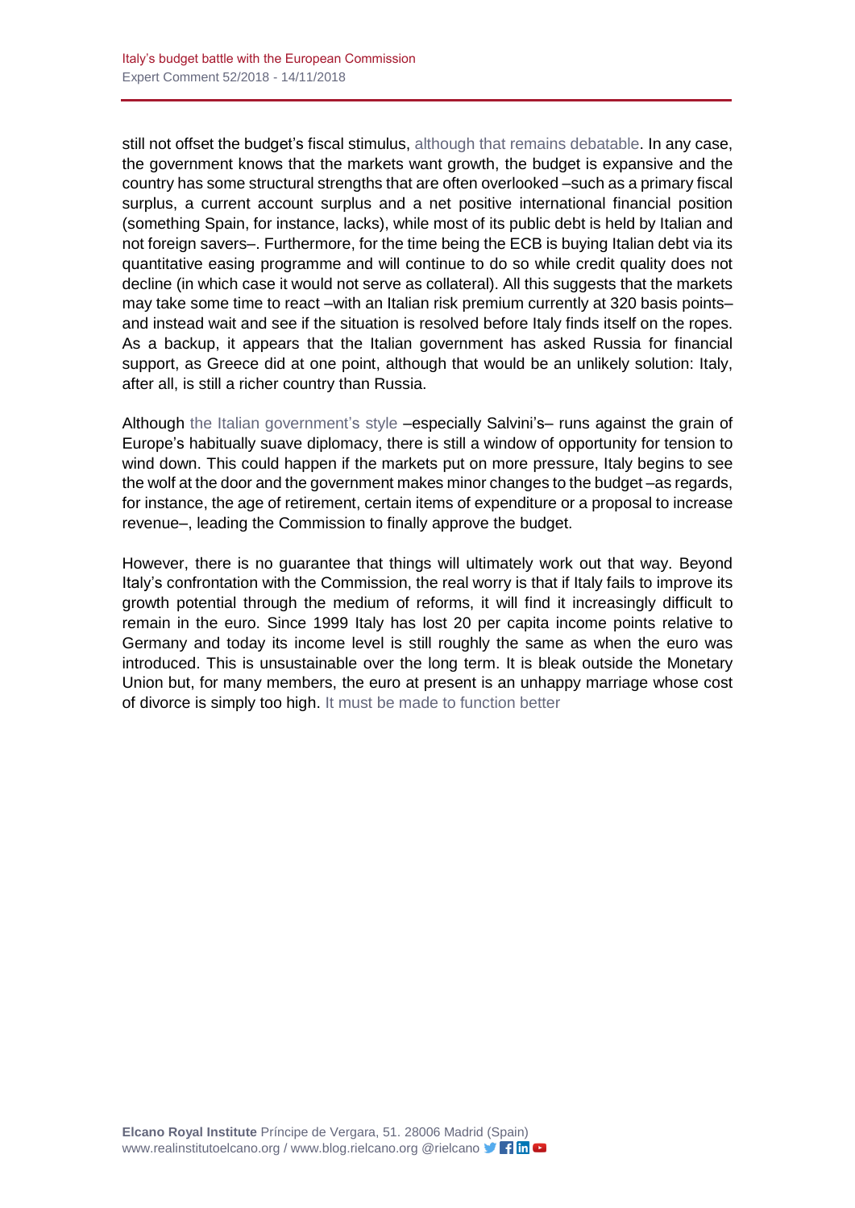still not offset the budget's fiscal stimulus, although that remains debatable. In any case, the government knows that the markets want growth, the budget is expansive and the country has some structural strengths that are often overlooked –such as a primary fiscal surplus, a current account surplus and a net positive international financial position (something Spain, for instance, lacks), while most of its public debt is held by Italian and not foreign savers–. Furthermore, for the time being the ECB is buying Italian debt via its quantitative easing programme and will continue to do so while credit quality does not decline (in which case it would not serve as collateral). All this suggests that the markets may take some time to react –with an Italian risk premium currently at 320 basis points– and instead wait and see if the situation is resolved before Italy finds itself on the ropes. As a backup, it appears that the Italian government has asked Russia for financial support, as Greece did at one point, although that would be an unlikely solution: Italy, after all, is still a richer country than Russia.

Although the Italian government's style –especially Salvini's– runs against the grain of Europe's habitually suave diplomacy, there is still a window of opportunity for tension to wind down. This could happen if the markets put on more pressure, Italy begins to see the wolf at the door and the government makes minor changes to the budget –as regards, for instance, the age of retirement, certain items of expenditure or a proposal to increase revenue–, leading the Commission to finally approve the budget.

However, there is no guarantee that things will ultimately work out that way. Beyond Italy's confrontation with the Commission, the real worry is that if Italy fails to improve its growth potential through the medium of reforms, it will find it increasingly difficult to remain in the euro. Since 1999 Italy has lost 20 per capita income points relative to Germany and today its income level is still roughly the same as when the euro was introduced. This is unsustainable over the long term. It is bleak outside the Monetary Union but, for many members, the euro at present is an unhappy marriage whose cost of divorce is simply too high. It must be made to function better